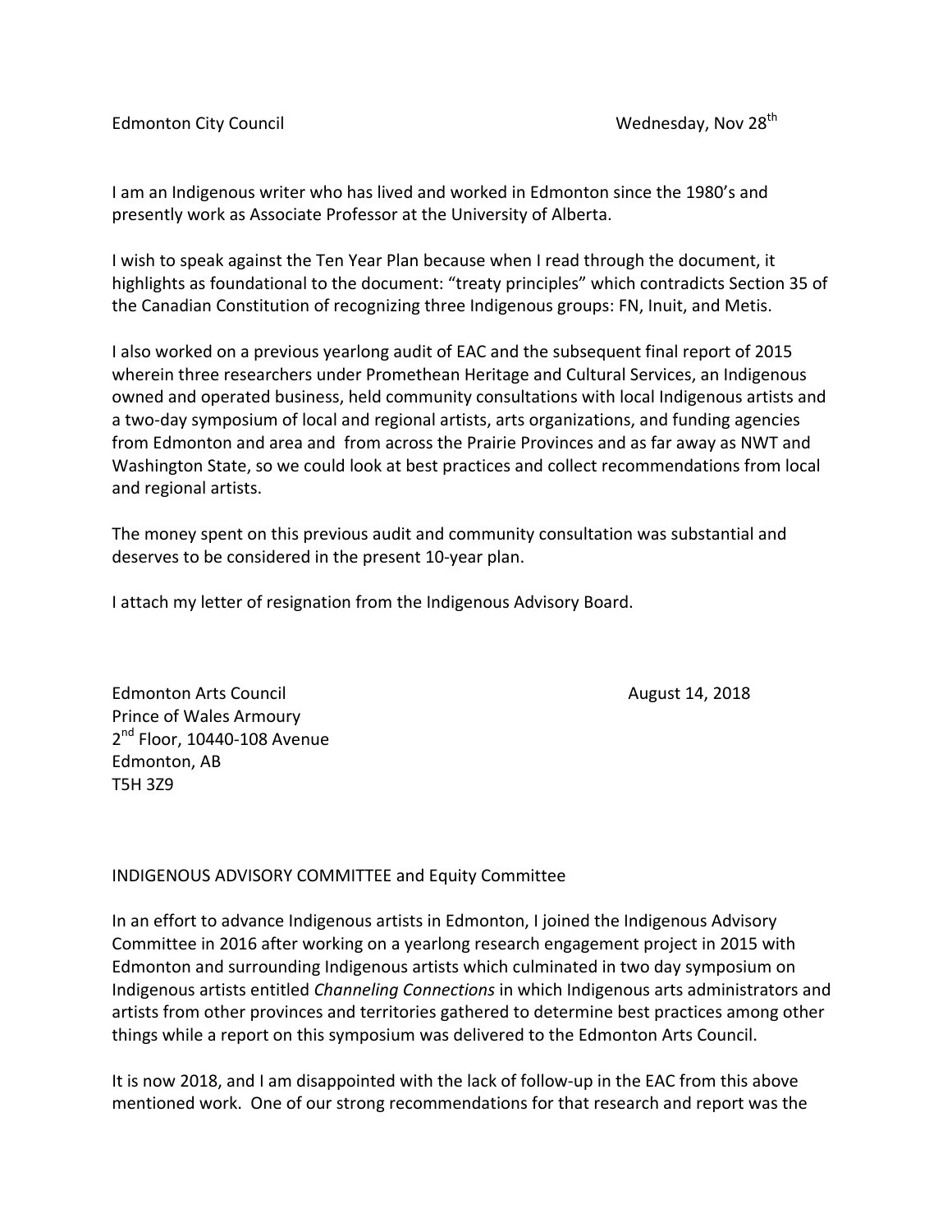Edmonton City Council Wednesday, Nov 28th

I am an Indigenous writer who has lived and worked in Edmonton since the 1980's and presently work as Associate Professor at the University of Alberta.

I wish to speak against the Ten Year Plan because when I read through the document, it highlights as foundational to the document: "treaty principles" which contradicts Section 35 of the Canadian Constitution of recognizing three Indigenous groups: FN, Inuit, and Metis.

I also worked on a previous yearlong audit of EAC and the subsequent final report of 2015 wherein three researchers under Promethean Heritage and Cultural Services, an Indigenous owned and operated business, held community consultations with local Indigenous artists and a two-day symposium of local and regional artists, arts organizations, and funding agencies from Edmonton and area and from across the Prairie Provinces and as far away as NWT and Washington State, so we could look at best practices and collect recommendations from local and regional artists.

The money spent on this previous audit and community consultation was substantial and deserves to be considered in the present 10-year plan.

I attach my letter of resignation from the Indigenous Advisory Board.

Edmonton Arts Council August 14, 2018
Prince of Wales Armoury
2nd Floor, 10440-108 Avenue
Edmonton, AB
T5H 3Z9

INDIGENOUS ADVISORY COMMITTEE and Equity Committee

In an effort to advance Indigenous artists in Edmonton, I joined the Indigenous Advisory Committee in 2016 after working on a yearlong research engagement project in 2015 with Edmonton and surrounding Indigenous artists which culminated in two day symposium on Indigenous artists entitled *Channeling Connections* in which Indigenous arts administrators and artists from other provinces and territories gathered to determine best practices among other things while a report on this symposium was delivered to the Edmonton Arts Council.

It is now 2018, and I am disappointed with the lack of follow-up in the EAC from this above mentioned work. One of our strong recommendations for that research and report was the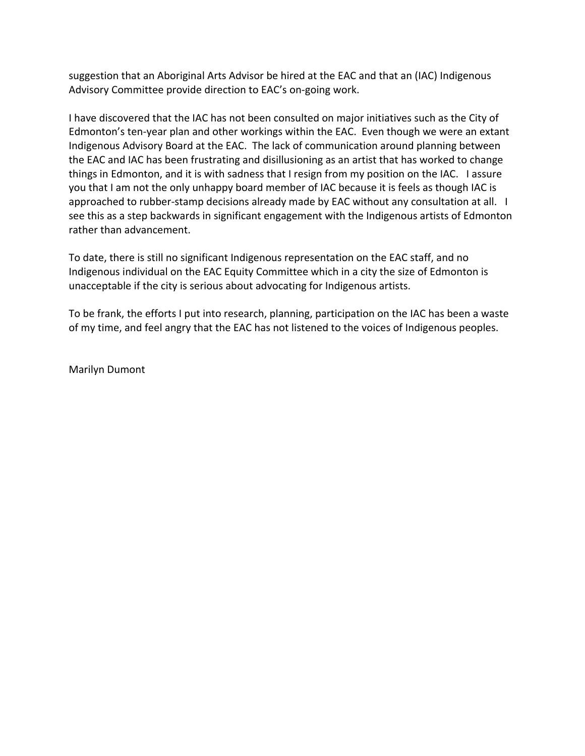suggestion that an Aboriginal Arts Advisor be hired at the EAC and that an (IAC) Indigenous Advisory Committee provide direction to EAC's on-going work.

I have discovered that the IAC has not been consulted on major initiatives such as the City of Edmonton's ten-year plan and other workings within the EAC. Even though we were an extant Indigenous Advisory Board at the EAC. The lack of communication around planning between the EAC and IAC has been frustrating and disillusioning as an artist that has worked to change things in Edmonton, and it is with sadness that I resign from my position on the IAC. I assure you that I am not the only unhappy board member of IAC because it is feels as though IAC is approached to rubber-stamp decisions already made by EAC without any consultation at all. I see this as a step backwards in significant engagement with the Indigenous artists of Edmonton rather than advancement.

To date, there is still no significant Indigenous representation on the EAC staff, and no Indigenous individual on the EAC Equity Committee which in a city the size of Edmonton is unacceptable if the city is serious about advocating for Indigenous artists.

To be frank, the efforts I put into research, planning, participation on the IAC has been a waste of my time, and feel angry that the EAC has not listened to the voices of Indigenous peoples.

Marilyn Dumont